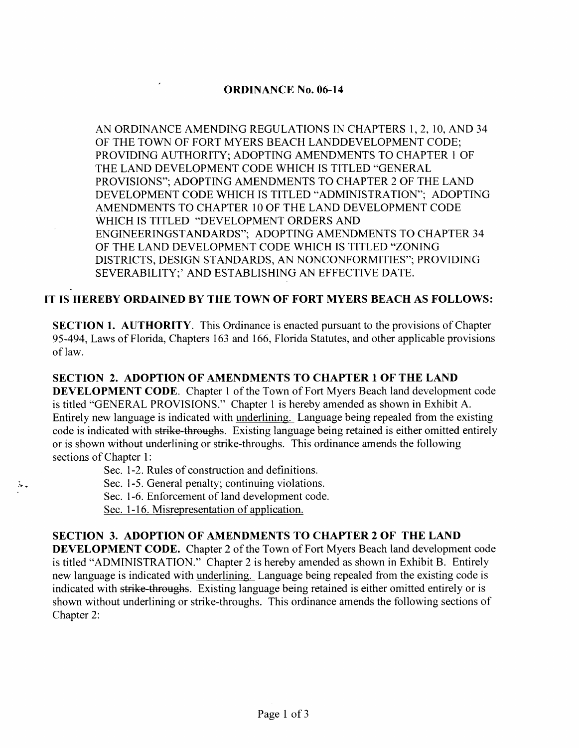# ORDINANCE No. 06-14

AN ORDINANCE AMENDING REGULATIONS IN CHAPTERS 1, 2, 10, AND 34 OF THE TOWN OF FORT MYERS BEACH LANDDEVELOPMENT CODE; PROVIDING AUTHORITY; ADOPTING AMENDMENTS TO CHAPTER 1 OF THE LAND DEVELOPMENT CODE WHICH IS TITLED "GENERAL PROVISIONS"; ADOPTING AMENDMENTS TO CHAPTER 2 OF THE LAND DEVELOPMENT CODE WHICH IS TITLED "ADMINISTRATION"; ADOPTING AMENDMENTS TO CHAPTER 10 OF THE LAND DEVELOPMENT CODE WHICH IS TITLED "DEVELOPMENT ORDERS AND ENGINEERINGSTANDARDS"; ADOPTING AMENDMENTS TO CHAPTER 34 OF THE LAND DEVELOPMENT CODE WHICH IS TITLED "ZONING DISTRICTS, DESIGN STANDARDS, AN NONCONFORMITIES"; PROVIDING SEVERABILITY;' AND ESTABLISHING AN EFFECTIVE DATE.

**IT IS HEREBY ORDAINED BY THE TOWN OF FORT MYERS BEACH AS FOLLOWS:**

**SECTION 1. AUTHORITY**. This Ordinance is enacted pursuant to the provisions of Chapter 95-494, Laws of Florida, Chapters 163 and 166, Florida Statutes, and other applicable provisions of law.

**SECTION 2. ADOPTION OF AMENDMENTS TO CHAPTER 1 OF THE LAND DEVELOPMENT CODE**. Chapter 1 of the Town of Fort Myers Beach land development code is titled "GENERAL PROVISIONS." Chapter 1 is hereby amended as shown in Exhibit A. Entirely new language is indicated with <u>underlining.</u> Language being repealed from the existing code is indicated with ~~strike-throughs~~. Existing language being retained is either omitted entirely or is shown without underlining or strike-throughs. This ordinance amends the following sections of Chapter 1:

- Sec. 1-2. Rules of construction and definitions.
- Sec. 1-5. General penalty; continuing violations.
- Sec. 1-6. Enforcement of land development code.
- <u>Sec. 1-16. Misrepresentation of application.</u>

**SECTION 3. ADOPTION OF AMENDMENTS TO CHAPTER 2 OF THE LAND DEVELOPMENT CODE.** Chapter 2 of the Town of Fort Myers Beach land development code is titled "ADMINISTRATION." Chapter 2 is hereby amended as shown in Exhibit B. Entirely new language is indicated with <u>underlining.</u> Language being repealed from the existing code is indicated with ~~strike-throughs~~. Existing language being retained is either omitted entirely or is shown without underlining or strike-throughs. This ordinance amends the following sections of Chapter 2: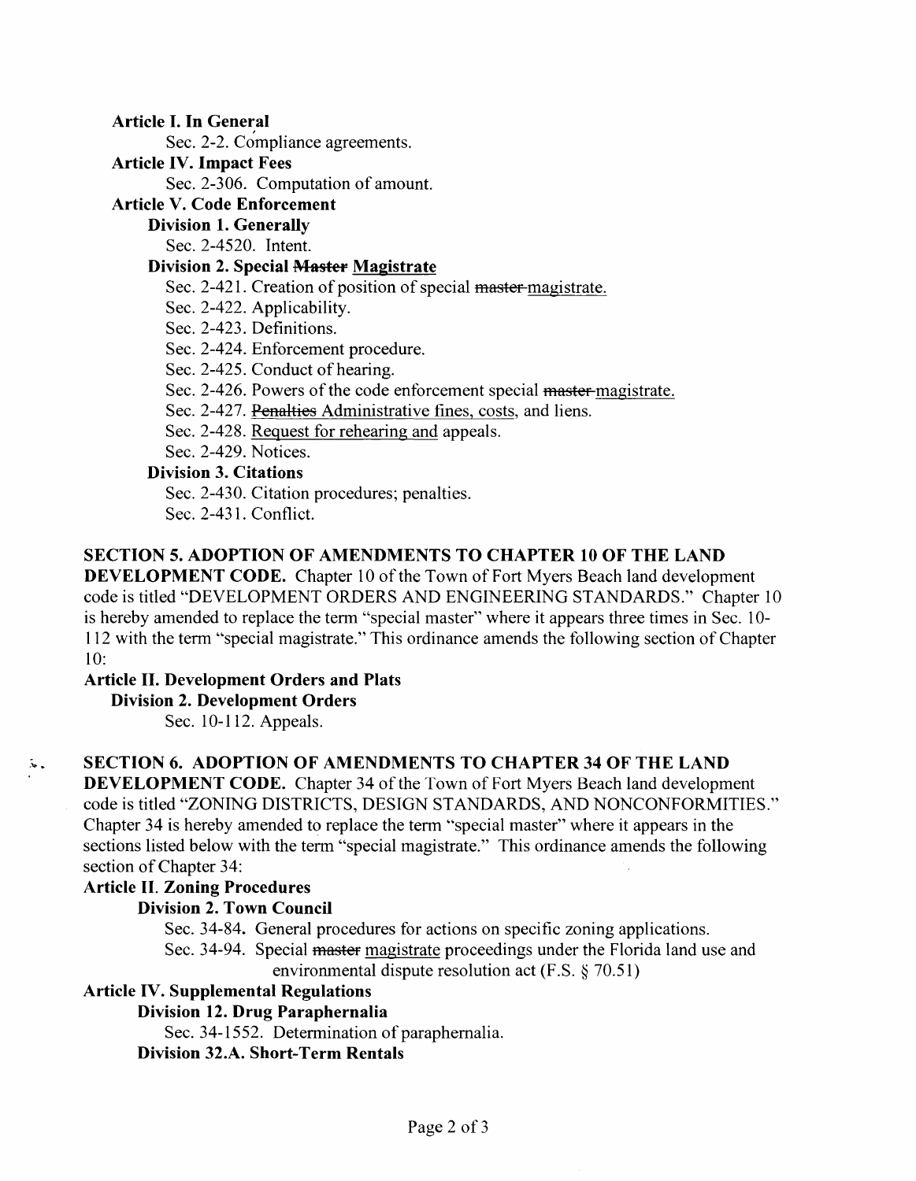**Article I. In General**

Sec. 2-2. Compliance agreements.

**Article IV. Impact Fees**

Sec. 2-306. Computation of amount.

**Article V. Code Enforcement**

**Division 1. Generally**

Sec. 2-4520. Intent.

**Division 2. Special ~~Master~~ Magistrate**

Sec. 2-421. Creation of position of special ~~master~~ magistrate.

Sec. 2-422. Applicability.

Sec. 2-423. Definitions.

Sec. 2-424. Enforcement procedure.

Sec. 2-425. Conduct of hearing.

Sec. 2-426. Powers of the code enforcement special ~~master~~ magistrate.

Sec. 2-427. ~~Penalties~~ Administrative fines, costs, and liens.

Sec. 2-428. Request for rehearing and appeals.

Sec. 2-429. Notices.

**Division 3. Citations**

Sec. 2-430. Citation procedures; penalties.

Sec. 2-431. Conflict.

**SECTION 5. ADOPTION OF AMENDMENTS TO CHAPTER 10 OF THE LAND DEVELOPMENT CODE.** Chapter 10 of the Town of Fort Myers Beach land development code is titled "DEVELOPMENT ORDERS AND ENGINEERING STANDARDS." Chapter 10 is hereby amended to replace the term "special master" where it appears three times in Sec. 10-112 with the term "special magistrate." This ordinance amends the following section of Chapter 10:

**Article II. Development Orders and Plats**

**Division 2. Development Orders**

Sec. 10-112. Appeals.

**SECTION 6. ADOPTION OF AMENDMENTS TO CHAPTER 34 OF THE LAND DEVELOPMENT CODE.** Chapter 34 of the Town of Fort Myers Beach land development code is titled "ZONING DISTRICTS, DESIGN STANDARDS, AND NONCONFORMITIES." Chapter 34 is hereby amended to replace the term "special master" where it appears in the sections listed below with the term "special magistrate." This ordinance amends the following section of Chapter 34:

**Article II. Zoning Procedures**

**Division 2. Town Council**

Sec. 34-84. General procedures for actions on specific zoning applications.

Sec. 34-94. Special ~~master~~ magistrate proceedings under the Florida land use and environmental dispute resolution act (F.S. § 70.51)

**Article IV. Supplemental Regulations**

**Division 12. Drug Paraphernalia**

Sec. 34-1552. Determination of paraphernalia.

**Division 32.A. Short-Term Rentals**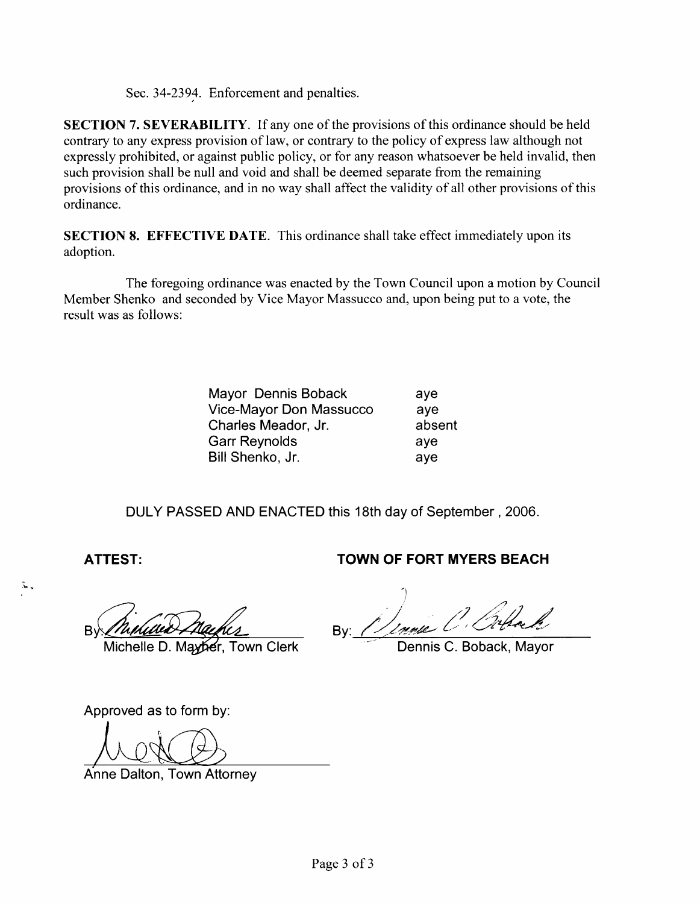Sec. 34-2394. Enforcement and penalties.

**SECTION 7. SEVERABILITY**. If any one of the provisions of this ordinance should be held contrary to any express provision of law, or contrary to the policy of express law although not expressly prohibited, or against public policy, or for any reason whatsoever be held invalid, then such provision shall be null and void and shall be deemed separate from the remaining provisions of this ordinance, and in no way shall affect the validity of all other provisions of this ordinance.

**SECTION 8. EFFECTIVE DATE**. This ordinance shall take effect immediately upon its adoption.

The foregoing ordinance was enacted by the Town Council upon a motion by Council Member Shenko and seconded by Vice Mayor Massucco and, upon being put to a vote, the result was as follows:

| | |
|---|---|
| Mayor Dennis Boback | aye |
| Vice-Mayor Don Massucco | aye |
| Charles Meador, Jr. | absent |
| Garr Reynolds | aye |
| Bill Shenko, Jr. | aye |

DULY PASSED AND ENACTED this 18th day of September , 2006.

**ATTEST:**

By: ______________________
Michelle D. Mayher, Town Clerk

**TOWN OF FORT MYERS BEACH**

By: ______________________
Dennis C. Boback, Mayor

Approved as to form by:

______________________
Anne Dalton, Town Attorney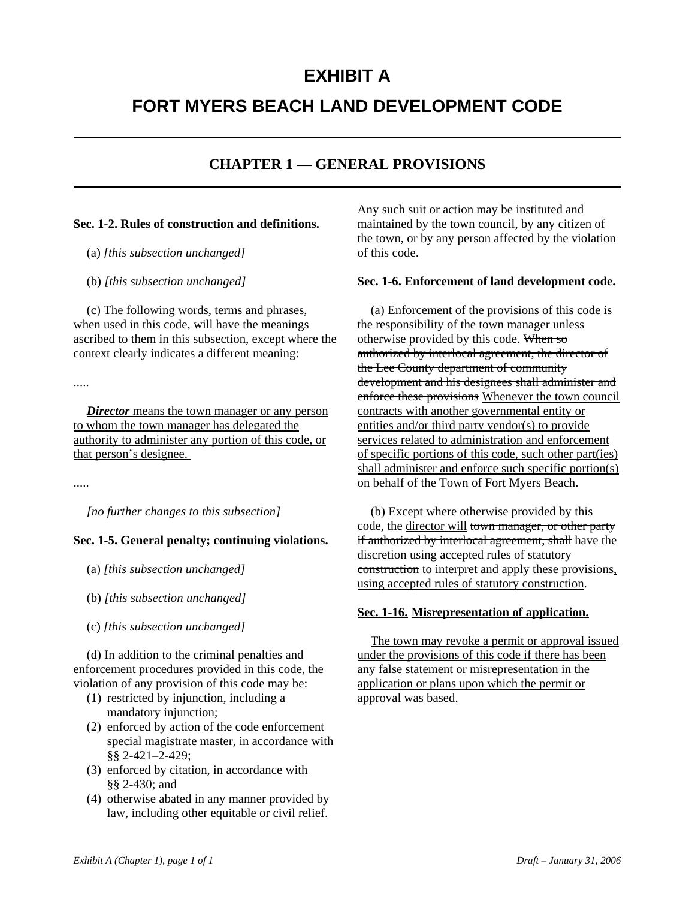# EXHIBIT A

# FORT MYERS BEACH LAND DEVELOPMENT CODE

## CHAPTER 1 — GENERAL PROVISIONS

**Sec. 1-2. Rules of construction and definitions.**

(a) *[this subsection unchanged]*

(b) *[this subsection unchanged]*

(c) The following words, terms and phrases, when used in this code, will have the meanings ascribed to them in this subsection, except where the context clearly indicates a different meaning:

.....

***Director*** <u>means the town manager or any person to whom the town manager has delegated the authority to administer any portion of this code, or that person's designee.</u>

.....

*[no further changes to this subsection]*

**Sec. 1-5. General penalty; continuing violations.**

(a) *[this subsection unchanged]*

(b) *[this subsection unchanged]*

(c) *[this subsection unchanged]*

(d) In addition to the criminal penalties and enforcement procedures provided in this code, the violation of any provision of this code may be:

1. restricted by injunction, including a mandatory injunction;
2. enforced by action of the code enforcement special <u>magistrate</u> ~~master~~, in accordance with §§ 2-421–2-429;
3. enforced by citation, in accordance with §§ 2-430; and
4. otherwise abated in any manner provided by law, including other equitable or civil relief.

Any such suit or action may be instituted and maintained by the town council, by any citizen of the town, or by any person affected by the violation of this code.

**Sec. 1-6. Enforcement of land development code.**

(a) Enforcement of the provisions of this code is the responsibility of the town manager unless otherwise provided by this code. ~~When so authorized by interlocal agreement, the director of the Lee County department of community development and his designees shall administer and enforce these provisions~~ <u>Whenever the town council contracts with another governmental entity or entities and/or third party vendor(s) to provide services related to administration and enforcement of specific portions of this code, such other part(ies) shall administer and enforce such specific portion(s)</u> on behalf of the Town of Fort Myers Beach.

(b) Except where otherwise provided by this code, the <u>director will</u> ~~town manager, or other party if authorized by interlocal agreement, shall~~ have the discretion ~~using accepted rules of statutory construction~~ to interpret and apply these provisions<u>, using accepted rules of statutory construction</u>.

**<u>Sec. 1-16. Misrepresentation of application.</u>**

<u>The town may revoke a permit or approval issued under the provisions of this code if there has been any false statement or misrepresentation in the application or plans upon which the permit or approval was based.</u>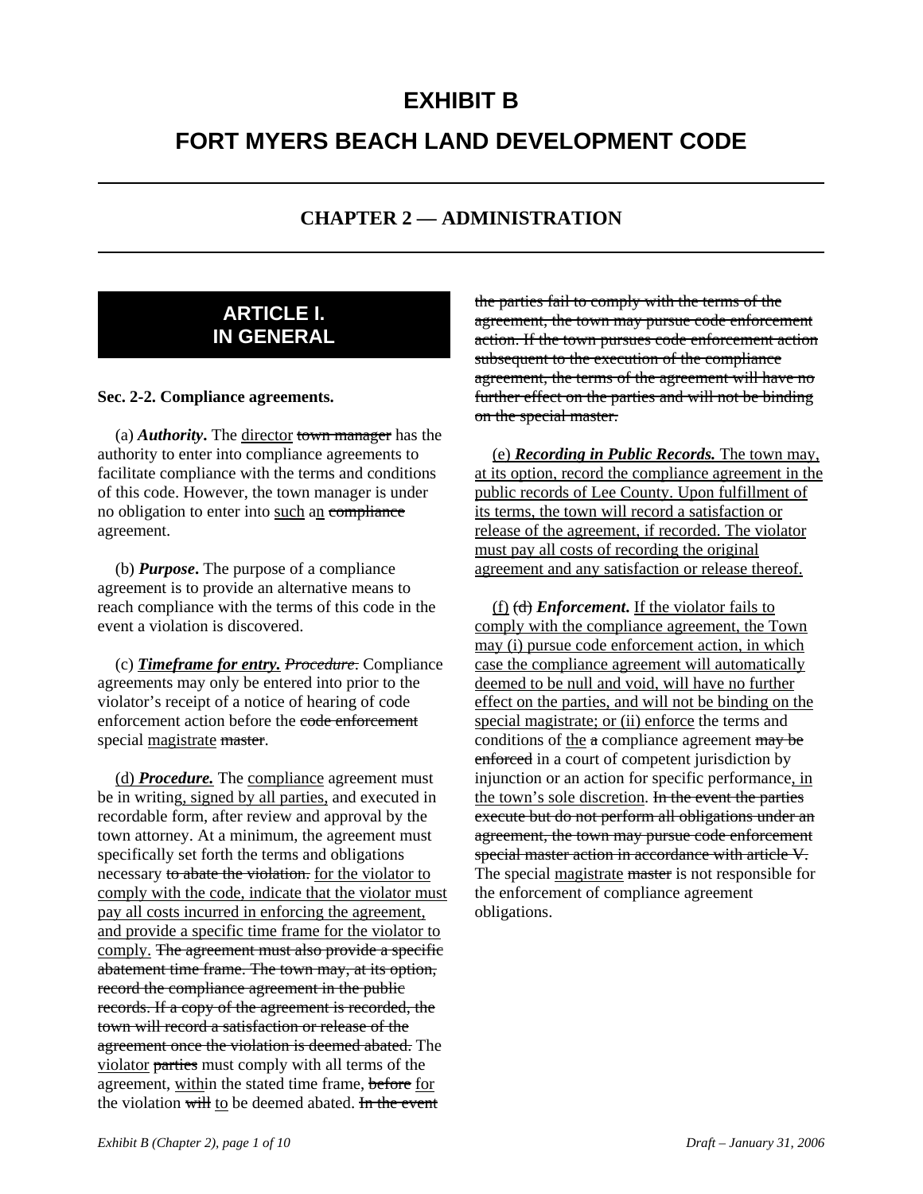# EXHIBIT B

# FORT MYERS BEACH LAND DEVELOPMENT CODE

## CHAPTER 2 — ADMINISTRATION

## ARTICLE I. IN GENERAL

**Sec. 2-2. Compliance agreements.**

(a) ***Authority*.** The <u>director</u> ~~town manager~~ has the authority to enter into compliance agreements to facilitate compliance with the terms and conditions of this code. However, the town manager is under no obligation to enter into <u>such</u> a<u>n</u> ~~compliance~~ agreement.

(b) ***Purpose*.** The purpose of a compliance agreement is to provide an alternative means to reach compliance with the terms of this code in the event a violation is discovered.

(c) <u>***Timeframe for entry.***</u> ~~*Procedure*.~~ Compliance agreements may only be entered into prior to the violator's receipt of a notice of hearing of code enforcement action before the ~~code enforcement~~ special <u>magistrate</u> ~~master~~.

<u>(d) ***Procedure.***</u> The <u>compliance</u> agreement must be in writing<u>, signed by all parties,</u> and executed in recordable form, after review and approval by the town attorney. At a minimum, the agreement must specifically set forth the terms and obligations necessary ~~to abate the violation.~~ <u>for the violator to comply with the code, indicate that the violator must pay all costs incurred in enforcing the agreement, and provide a specific time frame for the violator to comply.</u> ~~The agreement must also provide a specific abatement time frame. The town may, at its option, record the compliance agreement in the public records. If a copy of the agreement is recorded, the town will record a satisfaction or release of the agreement once the violation is deemed abated.~~ The <u>violator</u> ~~parties~~ must comply with all terms of the agreement, <u>with</u>in the stated time frame, ~~before~~ <u>for</u> the violation ~~will~~ <u>to</u> be deemed abated. ~~In the event the parties fail to comply with the terms of the agreement, the town may pursue code enforcement action. If the town pursues code enforcement action subsequent to the execution of the compliance agreement, the terms of the agreement will have no further effect on the parties and will not be binding on the special master.~~

<u>(e) ***Recording in Public Records.*** The town may, at its option, record the compliance agreement in the public records of Lee County. Upon fulfillment of its terms, the town will record a satisfaction or release of the agreement, if recorded. The violator must pay all costs of recording the original agreement and any satisfaction or release thereof.</u>

<u>(f)</u> ~~(d)~~ ***Enforcement*.** <u>If the violator fails to comply with the compliance agreement, the Town may (i) pursue code enforcement action, in which case the compliance agreement will automatically deemed to be null and void, will have no further effect on the parties, and will not be binding on the special magistrate; or (ii) enforce</u> the terms and conditions of <u>the</u> ~~a~~ compliance agreement ~~may be enforced~~ in a court of competent jurisdiction by injunction or an action for specific performance<u>, in the town's sole discretion</u>. ~~In the event the parties execute but do not perform all obligations under an agreement, the town may pursue code enforcement special master action in accordance with article V.~~ The special <u>magistrate</u> ~~master~~ is not responsible for the enforcement of compliance agreement obligations.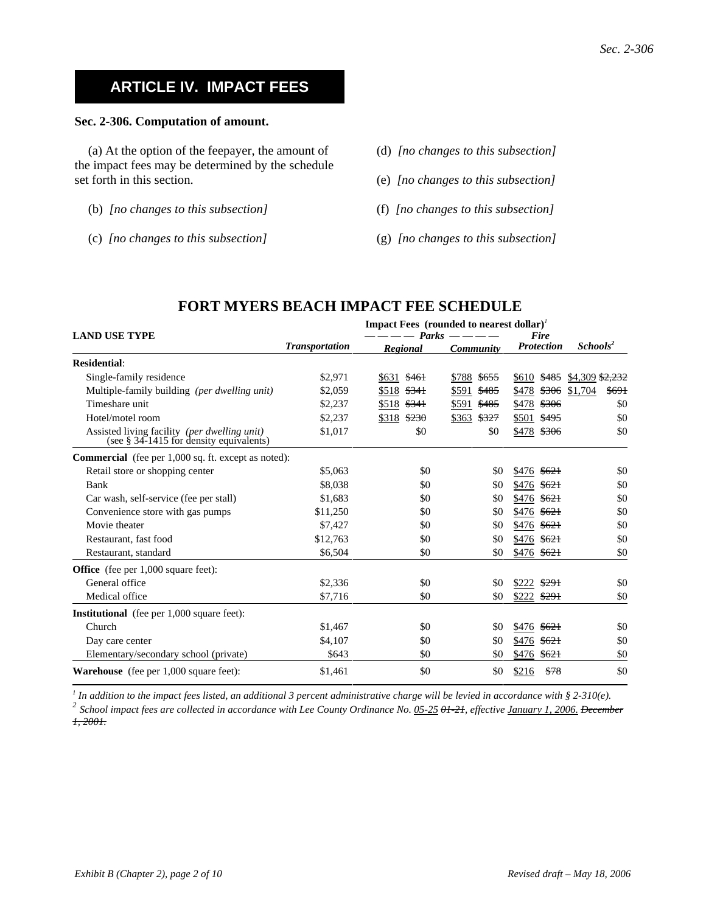# ARTICLE IV. IMPACT FEES

**Sec. 2-306. Computation of amount.**

(a) At the option of the feepayer, the amount of the impact fees may be determined by the schedule set forth in this section.

(b) *[no changes to this subsection]*

(c) *[no changes to this subsection]*

(d) *[no changes to this subsection]*

(e) *[no changes to this subsection]*

(f) *[no changes to this subsection]*

(g) *[no changes to this subsection]*

## FORT MYERS BEACH IMPACT FEE SCHEDULE

| LAND USE TYPE | Impact Fees (rounded to nearest dollar)[1] | | | | |
|---|---|---|---|---|---|
| | | Parks | | | |
| | *Transportation* | *Regional* | *Community* | *Fire Protection* | *Schools*[2] |
| **Residential**: | | | | | |
| Single-family residence | $2,971 | $631 ~~$461~~ | $788 ~~$655~~ | $610 ~~$485~~ | $4,309 ~~$2,232~~ |
| Multiple-family building *(per dwelling unit)* | $2,059 | $518 ~~$341~~ | $591 ~~$485~~ | $478 ~~$306~~ | $1,704 ~~$691~~ |
| Timeshare unit | $2,237 | $518 ~~$341~~ | $591 ~~$485~~ | $478 ~~$306~~ | $0 |
| Hotel/motel room | $2,237 | $318 ~~$230~~ | $363 ~~$327~~ | $501 ~~$495~~ | $0 |
| Assisted living facility *(per dwelling unit)* (see § 34-1415 for density equivalents) | $1,017 | $0 | $0 | $478 ~~$306~~ | $0 |
| **Commercial** (fee per 1,000 sq. ft. except as noted): | | | | | |
| Retail store or shopping center | $5,063 | $0 | $0 | $476 ~~$621~~ | $0 |
| Bank | $8,038 | $0 | $0 | $476 ~~$621~~ | $0 |
| Car wash, self-service (fee per stall) | $1,683 | $0 | $0 | $476 ~~$621~~ | $0 |
| Convenience store with gas pumps | $11,250 | $0 | $0 | $476 ~~$621~~ | $0 |
| Movie theater | $7,427 | $0 | $0 | $476 ~~$621~~ | $0 |
| Restaurant, fast food | $12,763 | $0 | $0 | $476 ~~$621~~ | $0 |
| Restaurant, standard | $6,504 | $0 | $0 | $476 ~~$621~~ | $0 |
| **Office** (fee per 1,000 square feet): | | | | | |
| General office | $2,336 | $0 | $0 | $222 ~~$291~~ | $0 |
| Medical office | $7,716 | $0 | $0 | $222 ~~$291~~ | $0 |
| **Institutional** (fee per 1,000 square feet): | | | | | |
| Church | $1,467 | $0 | $0 | $476 ~~$621~~ | $0 |
| Day care center | $4,107 | $0 | $0 | $476 ~~$621~~ | $0 |
| Elementary/secondary school (private) | $643 | $0 | $0 | $476 ~~$621~~ | $0 |
| **Warehouse** (fee per 1,000 square feet): | $1,461 | $0 | $0 | $216 ~~$78~~ | $0 |

[1] *In addition to the impact fees listed, an additional 3 percent administrative charge will be levied in accordance with § 2-310(e).*

[2] *School impact fees are collected in accordance with Lee County Ordinance No. 05-25 ~~01-21~~, effective January 1, 2006. ~~December 1, 2001.~~*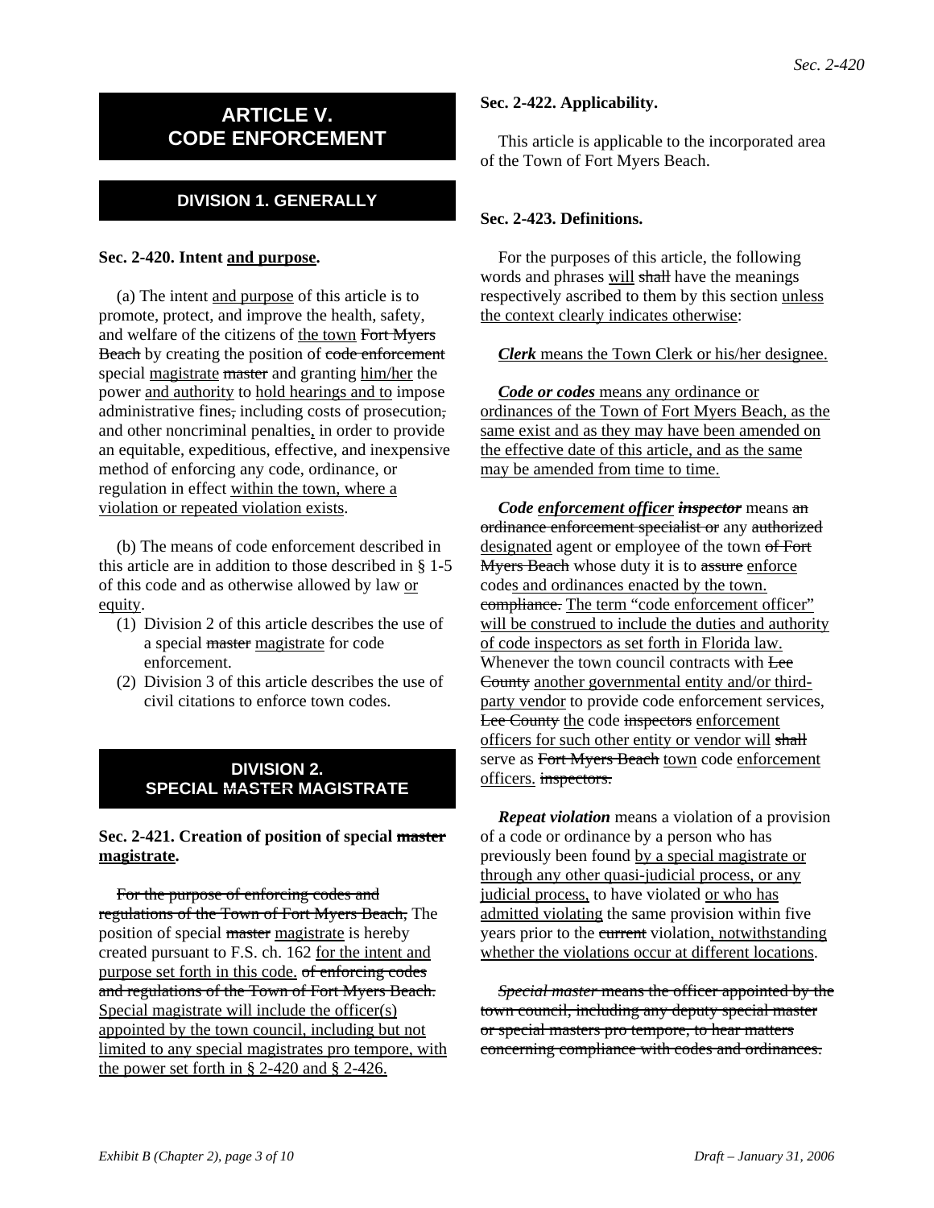# ARTICLE V. CODE ENFORCEMENT

## DIVISION 1. GENERALLY

**Sec. 2-420. Intent <u>and purpose</u>.**

(a) The intent <u>and purpose</u> of this article is to promote, protect, and improve the health, safety, and welfare of the citizens of <u>the town</u> ~~Fort Myers Beach~~ by creating the position of ~~code enforcement~~ special <u>magistrate</u> ~~master~~ and granting <u>him/her</u> the power <u>and authority</u> to <u>hold hearings and to</u> impose administrative fines~~,~~ including costs of prosecution~~,~~ and other noncriminal penalties<u>,</u> in order to provide an equitable, expeditious, effective, and inexpensive method of enforcing any code, ordinance, or regulation in effect <u>within the town, where a violation or repeated violation exists</u>.

(b) The means of code enforcement described in this article are in addition to those described in § 1-5 of this code and as otherwise allowed by law <u>or equity</u>.

1. Division 2 of this article describes the use of a special ~~master~~ <u>magistrate</u> for code enforcement.
2. Division 3 of this article describes the use of civil citations to enforce town codes.

## DIVISION 2. SPECIAL ~~MASTER~~ MAGISTRATE

**Sec. 2-421. Creation of position of special ~~master~~ <u>magistrate</u>.**

~~For the purpose of enforcing codes and regulations of the Town of Fort Myers Beach,~~ The position of special ~~master~~ <u>magistrate</u> is hereby created pursuant to F.S. ch. 162 <u>for the intent and purpose set forth in this code.</u> ~~of enforcing codes and regulations of the Town of Fort Myers Beach.~~ <u>Special magistrate will include the officer(s) appointed by the town council, including but not limited to any special magistrates pro tempore, with the power set forth in § 2-420 and § 2-426.</u>

**Sec. 2-422. Applicability.**

This article is applicable to the incorporated area of the Town of Fort Myers Beach.

**Sec. 2-423. Definitions.**

For the purposes of this article, the following words and phrases <u>will</u> ~~shall~~ have the meanings respectively ascribed to them by this section <u>unless the context clearly indicates otherwise</u>:

<u>***Clerk*** means the Town Clerk or his/her designee.</u>

<u>***Code or codes*** means any ordinance or ordinances of the Town of Fort Myers Beach, as the same exist and as they may have been amended on the effective date of this article, and as the same may be amended from time to time.</u>

***Code <u>enforcement officer</u> ~~inspector~~*** means ~~an ordinance enforcement specialist or~~ any ~~authorized~~ <u>designated</u> agent or employee of the town ~~of Fort Myers Beach~~ whose duty it is to ~~assure~~ <u>enforce</u> code<u>s and ordinances enacted by the town.</u> ~~compliance.~~ <u>The term "code enforcement officer" will be construed to include the duties and authority of code inspectors as set forth in Florida law.</u> Whenever the town council contracts with ~~Lee County~~ <u>another governmental entity and/or third-party vendor</u> to provide code enforcement services, ~~Lee County~~ <u>the</u> code ~~inspectors~~ <u>enforcement officers for such other entity or vendor will</u> ~~shall~~ serve as ~~Fort Myers Beach~~ <u>town</u> code <u>enforcement officers.</u> ~~inspectors.~~

***Repeat violation*** means a violation of a provision of a code or ordinance by a person who has previously been found <u>by a special magistrate or through any other quasi-judicial process, or any judicial process,</u> to have violated <u>or who has admitted violating</u> the same provision within five years prior to the ~~current~~ violation<u>, notwithstanding whether the violations occur at different locations</u>.

~~*Special master* means the officer appointed by the town council, including any deputy special master or special masters pro tempore, to hear matters concerning compliance with codes and ordinances.~~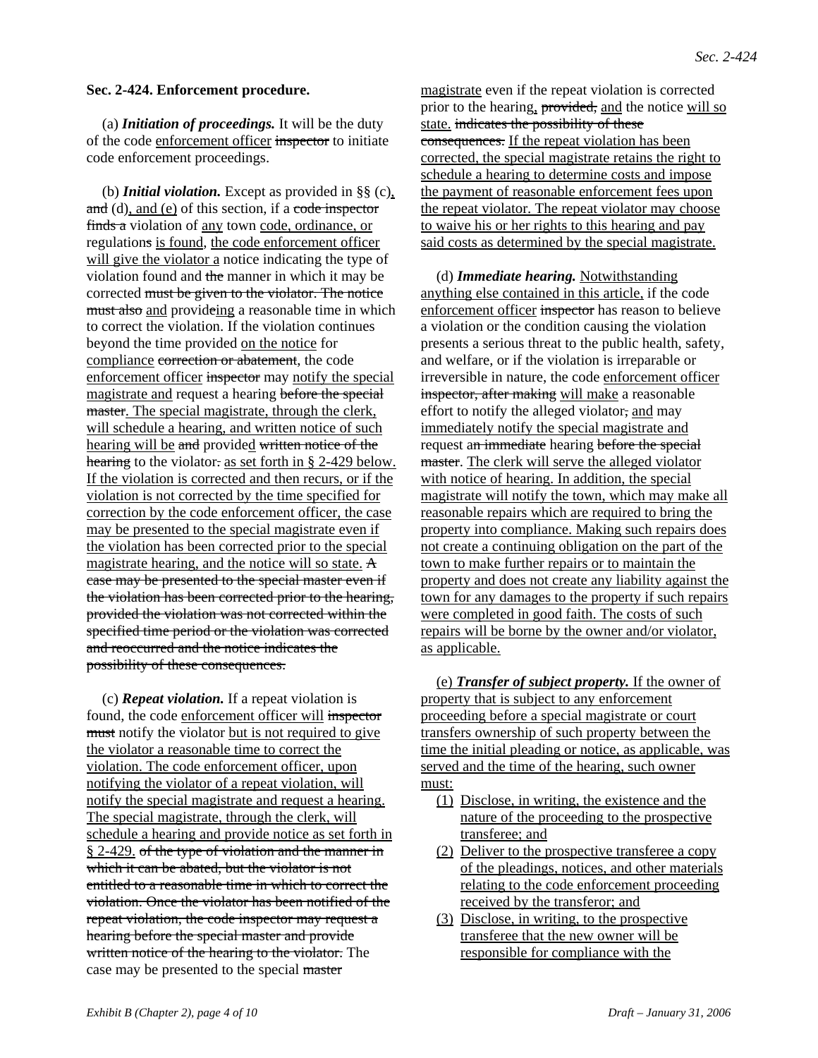**Sec. 2-424. Enforcement procedure.**

(a) ***Initiation of proceedings.*** It will be the duty of the code <u>enforcement officer</u> ~~inspector~~ to initiate code enforcement proceedings.

(b) ***Initial violation.*** Except as provided in §§ (c)<u>,</u> ~~and~~ (d)<u>, and (e)</u> of this section, if a ~~code inspector finds a~~ violation of <u>any</u> town <u>code, ordinance, or</u> regulation~~s~~ <u>is found</u>, <u>the code enforcement officer will give the violator a</u> notice indicating the type of violation found and ~~the~~ manner in which it may be corrected ~~must be given to the violator. The notice must also~~ <u>and</u> provid~~e~~ing a reasonable time in which to correct the violation. If the violation continues beyond the time provided <u>on the notice</u> for <u>compliance</u> ~~correction or abatement~~, the code <u>enforcement officer</u> ~~inspector~~ may <u>notify the special magistrate and</u> request a hearing ~~before the special master~~. <u>The special magistrate, through the clerk, will schedule a hearing, and written notice of such hearing will be</u> ~~and~~ provide<u>d</u> ~~written notice of the hearing~~ to the violator~~.~~ <u>as set forth in § 2-429 below. If the violation is corrected and then recurs, or if the violation is not corrected by the time specified for correction by the code enforcement officer, the case may be presented to the special magistrate even if the violation has been corrected prior to the special magistrate hearing, and the notice will so state.</u> ~~A case may be presented to the special master even if the violation has been corrected prior to the hearing, provided the violation was not corrected within the specified time period or the violation was corrected and reoccurred and the notice indicates the possibility of these consequences.~~

(c) ***Repeat violation.*** If a repeat violation is found, the code <u>enforcement officer will</u> ~~inspector must~~ notify the violator <u>but is not required to give the violator a reasonable time to correct the violation. The code enforcement officer, upon notifying the violator of a repeat violation, will notify the special magistrate and request a hearing. The special magistrate, through the clerk, will schedule a hearing and provide notice as set forth in § 2-429.</u> ~~of the type of violation and the manner in which it can be abated, but the violator is not entitled to a reasonable time in which to correct the violation. Once the violator has been notified of the repeat violation, the code inspector may request a hearing before the special master and provide written notice of the hearing to the violator.~~ The case may be presented to the special ~~master~~ <u>magistrate</u> even if the repeat violation is corrected prior to the hearing<u>,</u> ~~provided,~~ <u>and</u> the notice <u>will so state.</u> ~~indicates the possibility of these consequences.~~ <u>If the repeat violation has been corrected, the special magistrate retains the right to schedule a hearing to determine costs and impose the payment of reasonable enforcement fees upon the repeat violator. The repeat violator may choose to waive his or her rights to this hearing and pay said costs as determined by the special magistrate.</u>

(d) ***Immediate hearing.*** <u>Notwithstanding anything else contained in this article,</u> if the code <u>enforcement officer</u> ~~inspector~~ has reason to believe a violation or the condition causing the violation presents a serious threat to the public health, safety, and welfare, or if the violation is irreparable or irreversible in nature, the code <u>enforcement officer</u> ~~inspector, after making~~ <u>will make</u> a reasonable effort to notify the alleged violator~~,~~ <u>and</u> may <u>immediately notify the special magistrate and</u> request a~~n immediate~~ hearing ~~before the special master~~. <u>The clerk will serve the alleged violator with notice of hearing. In addition, the special magistrate will notify the town, which may make all reasonable repairs which are required to bring the property into compliance. Making such repairs does not create a continuing obligation on the part of the town to make further repairs or to maintain the property and does not create any liability against the town for any damages to the property if such repairs were completed in good faith. The costs of such repairs will be borne by the owner and/or violator, as applicable.</u>

(e) ***<u>Transfer of subject property.</u>*** <u>If the owner of property that is subject to any enforcement proceeding before a special magistrate or court transfers ownership of such property between the time the initial pleading or notice, as applicable, was served and the time of the hearing, such owner must:</u>

1. <u>Disclose, in writing, the existence and the nature of the proceeding to the prospective transferee; and</u>
2. <u>Deliver to the prospective transferee a copy of the pleadings, notices, and other materials relating to the code enforcement proceeding received by the transferor; and</u>
3. <u>Disclose, in writing, to the prospective transferee that the new owner will be responsible for compliance with the</u>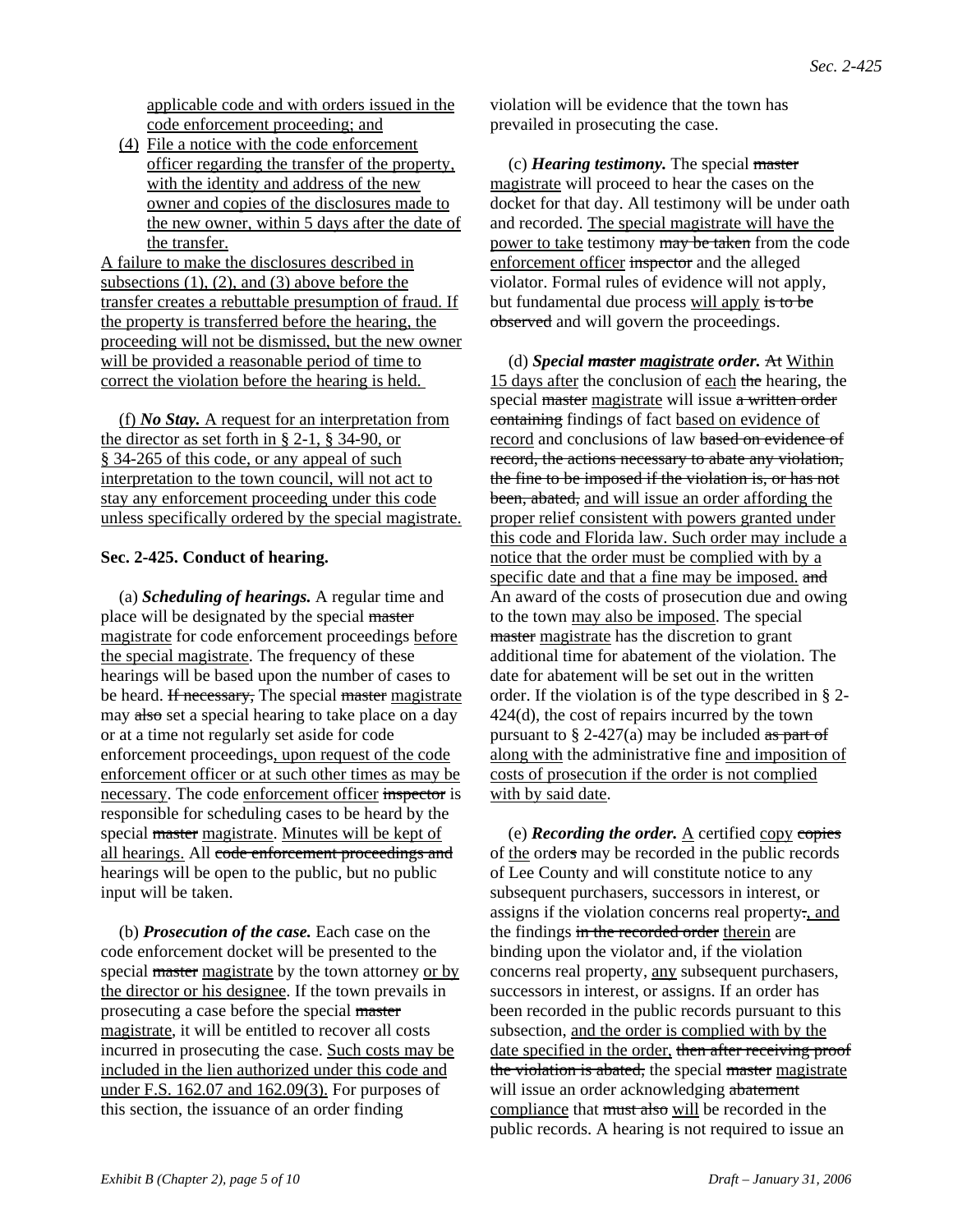<u>applicable code and with orders issued in the code enforcement proceeding; and</u>

(4) <u>File a notice with the code enforcement officer regarding the transfer of the property, with the identity and address of the new owner and copies of the disclosures made to the new owner, within 5 days after the date of the transfer.</u>

<u>A failure to make the disclosures described in subsections (1), (2), and (3) above before the transfer creates a rebuttable presumption of fraud. If the property is transferred before the hearing, the proceeding will not be dismissed, but the new owner will be provided a reasonable period of time to correct the violation before the hearing is held.</u>

<u>(f) ***No Stay.*** A request for an interpretation from the director as set forth in § 2-1, § 34-90, or § 34-265 of this code, or any appeal of such interpretation to the town council, will not act to stay any enforcement proceeding under this code unless specifically ordered by the special magistrate.</u>

**Sec. 2-425. Conduct of hearing.**

(a) ***Scheduling of hearings.*** A regular time and place will be designated by the special ~~master~~ <u>magistrate</u> for code enforcement proceedings <u>before the special magistrate</u>. The frequency of these hearings will be based upon the number of cases to be heard. ~~If necessary,~~ The special ~~master~~ <u>magistrate</u> may ~~also~~ set a special hearing to take place on a day or at a time not regularly set aside for code enforcement proceedings<u>, upon request of the code enforcement officer or at such other times as may be necessary</u>. The code <u>enforcement officer</u> ~~inspector~~ is responsible for scheduling cases to be heard by the special ~~master~~ <u>magistrate</u>. <u>Minutes will be kept of all hearings.</u> All ~~code enforcement proceedings and~~ hearings will be open to the public, but no public input will be taken.

(b) ***Prosecution of the case.*** Each case on the code enforcement docket will be presented to the special ~~master~~ <u>magistrate</u> by the town attorney <u>or by the director or his designee</u>. If the town prevails in prosecuting a case before the special ~~master~~ <u>magistrate</u>, it will be entitled to recover all costs incurred in prosecuting the case. <u>Such costs may be included in the lien authorized under this code and under F.S. 162.07 and 162.09(3).</u> For purposes of this section, the issuance of an order finding violation will be evidence that the town has prevailed in prosecuting the case.

(c) ***Hearing testimony.*** The special ~~master~~ <u>magistrate</u> will proceed to hear the cases on the docket for that day. All testimony will be under oath and recorded. <u>The special magistrate will have the power to take</u> testimony ~~may be taken~~ from the code <u>enforcement officer</u> ~~inspector~~ and the alleged violator. Formal rules of evidence will not apply, but fundamental due process <u>will apply</u> ~~is to be observed~~ and will govern the proceedings.

(d) ***Special ~~master~~ <u>magistrate</u> order.*** ~~At~~ <u>Within 15 days after</u> the conclusion of <u>each</u> ~~the~~ hearing, the special ~~master~~ <u>magistrate</u> will issue ~~a written order containing~~ findings of fact <u>based on evidence of record</u> and conclusions of law ~~based on evidence of record, the actions necessary to abate any violation, the fine to be imposed if the violation is, or has not been, abated,~~ <u>and will issue an order affording the proper relief consistent with powers granted under this code and Florida law. Such order may include a notice that the order must be complied with by a specific date and that a fine may be imposed.</u> ~~and~~ An award of the costs of prosecution due and owing to the town <u>may also be imposed</u>. The special ~~master~~ <u>magistrate</u> has the discretion to grant additional time for abatement of the violation. The date for abatement will be set out in the written order. If the violation is of the type described in § 2-424(d), the cost of repairs incurred by the town pursuant to § 2-427(a) may be included ~~as part of~~ <u>along with</u> the administrative fine <u>and imposition of costs of prosecution if the order is not complied with by said date</u>.

(e) ***Recording the order.*** <u>A</u> certified <u>copy</u> ~~copies~~ of <u>the</u> order~~s~~ may be recorded in the public records of Lee County and will constitute notice to any subsequent purchasers, successors in interest, or assigns if the violation concerns real property~~.~~<u>, and</u> the findings ~~in the recorded order~~ <u>therein</u> are binding upon the violator and, if the violation concerns real property, <u>any</u> subsequent purchasers, successors in interest, or assigns. If an order has been recorded in the public records pursuant to this subsection, <u>and the order is complied with by the date specified in the order,</u> ~~then after receiving proof the violation is abated,~~ the special ~~master~~ <u>magistrate</u> will issue an order acknowledging ~~abatement~~ <u>compliance</u> that ~~must also~~ <u>will</u> be recorded in the public records. A hearing is not required to issue an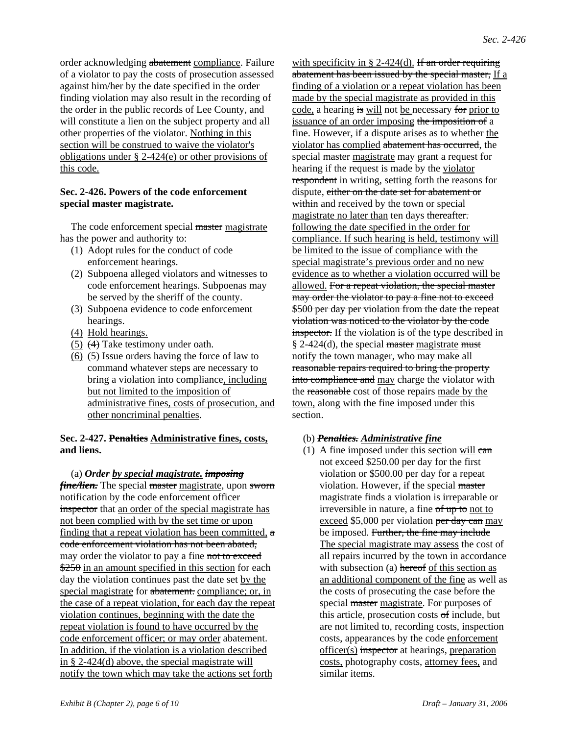order acknowledging ~~abatement~~ <u>compliance</u>. Failure of a violator to pay the costs of prosecution assessed against him/her by the date specified in the order finding violation may also result in the recording of the order in the public records of Lee County, and will constitute a lien on the subject property and all other properties of the violator. <u>Nothing in this section will be construed to waive the violator's obligations under § 2-424(e) or other provisions of this code.</u>

### Sec. 2-426. Powers of the code enforcement special ~~master~~ <u>magistrate</u>.

The code enforcement special ~~master~~ <u>magistrate</u> has the power and authority to:

(1) Adopt rules for the conduct of code enforcement hearings.
(2) Subpoena alleged violators and witnesses to code enforcement hearings. Subpoenas may be served by the sheriff of the county.
(3) Subpoena evidence to code enforcement hearings.
<u>(4)</u> <u>Hold hearings.</u>
<u>(5)</u> ~~(4)~~ Take testimony under oath.
<u>(6)</u> ~~(5)~~ Issue orders having the force of law to command whatever steps are necessary to bring a violation into compliance<u>, including but not limited to the imposition of administrative fines, costs of prosecution, and other noncriminal penalties</u>.

### Sec. 2-427. ~~Penalties~~ <u>Administrative fines, costs, and liens.</u>

(a) ***Order <u>by special magistrate.</u> ~~imposing fine/lien.~~*** The special ~~master~~ <u>magistrate</u>, upon ~~sworn~~ notification by the code <u>enforcement officer</u> ~~inspector~~ that <u>an order of the special magistrate has not been complied with by the set time or upon finding that a repeat violation has been committed,</u> ~~a code enforcement violation has not been abated,~~ may order the violator to pay a fine ~~not to exceed \$250~~ <u>in an amount specified in this section</u> for each day the violation continues past the date set <u>by the special magistrate</u> for ~~abatement.~~ <u>compliance; or, in the case of a repeat violation, for each day the repeat violation continues, beginning with the date the repeat violation is found to have occurred by the code enforcement officer; or may order</u> abatement. <u>In addition, if the violation is a violation described in § 2-424(d) above, the special magistrate will notify the town which may take the actions set forth with specificity in § 2-424(d).</u> ~~If an order requiring abatement has been issued by the special master,~~ <u>If a finding of a violation or a repeat violation has been made by the special magistrate as provided in this code,</u> a hearing ~~is~~ <u>will</u> not <u>be</u> necessary ~~for~~ <u>prior to issuance of an order imposing</u> ~~the imposition of~~ a fine. However, if a dispute arises as to whether <u>the violator has complied</u> ~~abatement has occurred~~, the special ~~master~~ <u>magistrate</u> may grant a request for hearing if the request is made by the <u>violator</u> ~~respondent~~ in writing, setting forth the reasons for dispute, ~~either on the date set for abatement or within~~ <u>and received by the town or special magistrate no later than</u> ten days ~~thereafter.~~ <u>following the date specified in the order for compliance. If such hearing is held, testimony will be limited to the issue of compliance with the special magistrate's previous order and no new evidence as to whether a violation occurred will be allowed.</u> ~~For a repeat violation, the special master may order the violator to pay a fine not to exceed \$500 per day per violation from the date the repeat violation was noticed to the violator by the code inspector.~~ If the violation is of the type described in § 2-424(d), the special ~~master~~ <u>magistrate</u> ~~must notify the town manager, who may make all reasonable repairs required to bring the property into compliance and~~ <u>may</u> charge the violator with the ~~reasonable~~ cost of those repairs <u>made by the town,</u> along with the fine imposed under this section.

(b) ***~~Penalties.~~ <u>Administrative fine</u>***

(1) A fine imposed under this section <u>will</u> ~~can~~ not exceed \$250.00 per day for the first violation or \$500.00 per day for a repeat violation. However, if the special ~~master~~ <u>magistrate</u> finds a violation is irreparable or irreversible in nature, a fine ~~of up to~~ <u>not to exceed</u> \$5,000 per violation ~~per day can~~ <u>may</u> be imposed. ~~Further, the fine may include~~ <u>The special magistrate may assess</u> the cost of all repairs incurred by the town in accordance with subsection (a) ~~hereof~~ <u>of this section as an additional component of the fine</u> as well as the costs of prosecuting the case before the special ~~master~~ <u>magistrate</u>. For purposes of this article, prosecution costs ~~of~~ include, but are not limited to, recording costs, inspection costs, appearances by the code <u>enforcement officer(s)</u> ~~inspector~~ at hearings, <u>preparation costs,</u> photography costs, <u>attorney fees,</u> and similar items.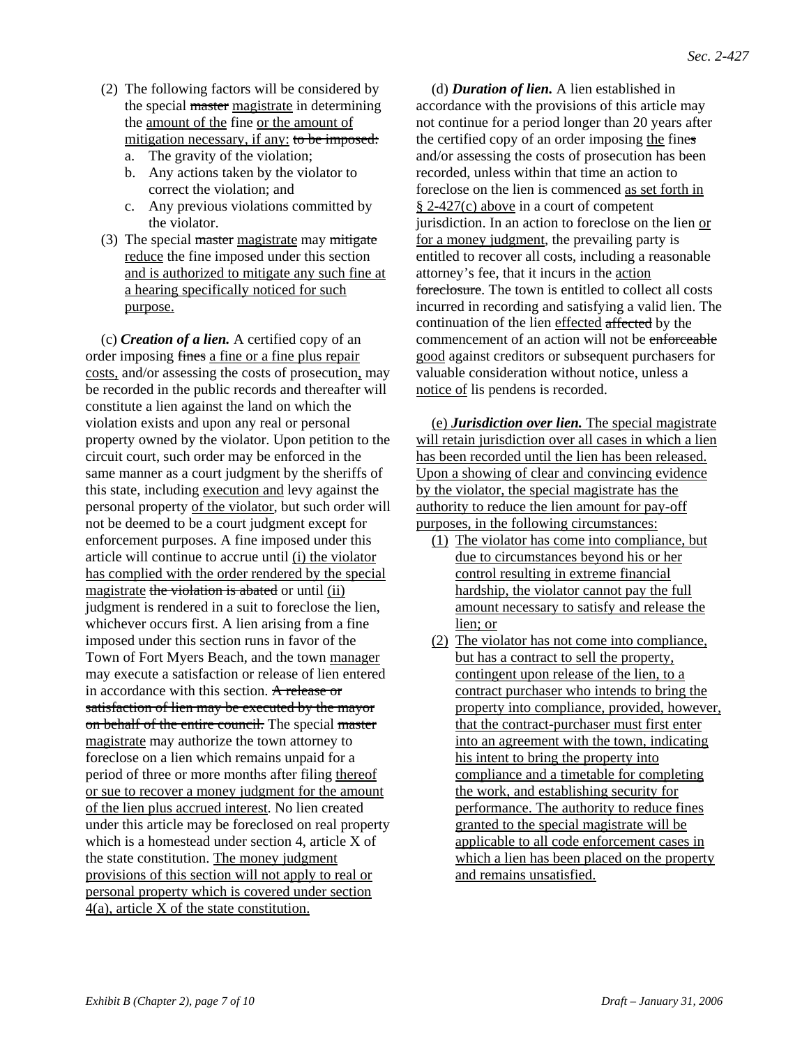(2) The following factors will be considered by the special ~~master~~ <u>magistrate</u> in determining the <u>amount of the</u> fine <u>or the amount of mitigation necessary, if any:</u> ~~to be imposed:~~

   a. The gravity of the violation;
   b. Any actions taken by the violator to correct the violation; and
   c. Any previous violations committed by the violator.

(3) The special ~~master~~ <u>magistrate</u> may ~~mitigate~~ <u>reduce</u> the fine imposed under this section <u>and is authorized to mitigate any such fine at a hearing specifically noticed for such purpose.</u>

(c) ***Creation of a lien.*** A certified copy of an order imposing ~~fines~~ <u>a fine or a fine plus repair costs,</u> and/or assessing the costs of prosecution<u>,</u> may be recorded in the public records and thereafter will constitute a lien against the land on which the violation exists and upon any real or personal property owned by the violator. Upon petition to the circuit court, such order may be enforced in the same manner as a court judgment by the sheriffs of this state, including <u>execution and</u> levy against the personal property <u>of the violator</u>, but such order will not be deemed to be a court judgment except for enforcement purposes. A fine imposed under this article will continue to accrue until <u>(i) the violator has complied with the order rendered by the special magistrate</u> ~~the violation is abated~~ or until <u>(ii)</u> judgment is rendered in a suit to foreclose the lien, whichever occurs first. A lien arising from a fine imposed under this section runs in favor of the Town of Fort Myers Beach, and the town <u>manager</u> may execute a satisfaction or release of lien entered in accordance with this section. ~~A release or satisfaction of lien may be executed by the mayor on behalf of the entire council.~~ The special ~~master~~ <u>magistrate</u> may authorize the town attorney to foreclose on a lien which remains unpaid for a period of three or more months after filing <u>thereof or sue to recover a money judgment for the amount of the lien plus accrued interest</u>. No lien created under this article may be foreclosed on real property which is a homestead under section 4, article X of the state constitution. <u>The money judgment provisions of this section will not apply to real or personal property which is covered under section 4(a), article X of the state constitution.</u>

(d) ***Duration of lien.*** A lien established in accordance with the provisions of this article may not continue for a period longer than 20 years after the certified copy of an order imposing <u>the</u> fine~~s~~ and/or assessing the costs of prosecution has been recorded, unless within that time an action to foreclose on the lien is commenced <u>as set forth in § 2-427(c) above</u> in a court of competent jurisdiction. In an action to foreclose on the lien <u>or for a money judgment</u>, the prevailing party is entitled to recover all costs, including a reasonable attorney's fee, that it incurs in the <u>action</u> ~~foreclosure~~. The town is entitled to collect all costs incurred in recording and satisfying a valid lien. The continuation of the lien <u>effected</u> ~~affected~~ by the commencement of an action will not be ~~enforceable~~ <u>good</u> against creditors or subsequent purchasers for valuable consideration without notice, unless a <u>notice of</u> lis pendens is recorded.

<u>(e)</u> ***<u>Jurisdiction over lien.</u>*** <u>The special magistrate will retain jurisdiction over all cases in which a lien has been recorded until the lien has been released. Upon a showing of clear and convincing evidence by the violator, the special magistrate has the authority to reduce the lien amount for pay-off purposes, in the following circumstances:</u>

<u>(1) The violator has come into compliance, but due to circumstances beyond his or her control resulting in extreme financial hardship, the violator cannot pay the full amount necessary to satisfy and release the lien; or</u>

<u>(2) The violator has not come into compliance, but has a contract to sell the property, contingent upon release of the lien, to a contract purchaser who intends to bring the property into compliance, provided, however, that the contract-purchaser must first enter into an agreement with the town, indicating his intent to bring the property into compliance and a timetable for completing the work, and establishing security for performance. The authority to reduce fines granted to the special magistrate will be applicable to all code enforcement cases in which a lien has been placed on the property and remains unsatisfied.</u>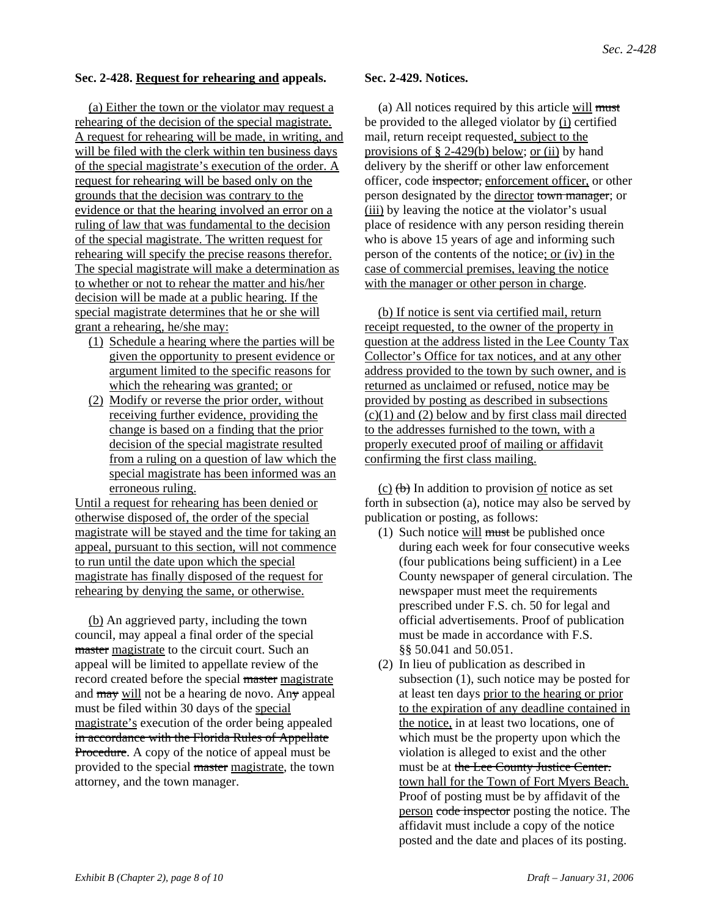### Sec. 2-428. <u>**Request for rehearing and**</u> **appeals.**

<u>(a) Either the town or the violator may request a rehearing of the decision of the special magistrate. A request for rehearing will be made, in writing, and will be filed with the clerk within ten business days of the special magistrate's execution of the order. A request for rehearing will be based only on the grounds that the decision was contrary to the evidence or that the hearing involved an error on a ruling of law that was fundamental to the decision of the special magistrate. The written request for rehearing will specify the precise reasons therefor. The special magistrate will make a determination as to whether or not to rehear the matter and his/her decision will be made at a public hearing. If the special magistrate determines that he or she will grant a rehearing, he/she may:</u>

1. <u>Schedule a hearing where the parties will be given the opportunity to present evidence or argument limited to the specific reasons for which the rehearing was granted; or</u>
2. <u>Modify or reverse the prior order, without receiving further evidence, providing the change is based on a finding that the prior decision of the special magistrate resulted from a ruling on a question of law which the special magistrate has been informed was an erroneous ruling.</u>

<u>Until a request for rehearing has been denied or otherwise disposed of, the order of the special magistrate will be stayed and the time for taking an appeal, pursuant to this section, will not commence to run until the date upon which the special magistrate has finally disposed of the request for rehearing by denying the same, or otherwise.</u>

<u>(b)</u> An aggrieved party, including the town council, may appeal a final order of the special ~~master~~ <u>magistrate</u> to the circuit court. Such an appeal will be limited to appellate review of the record created before the special ~~master~~ <u>magistrate</u> and ~~may~~ <u>will</u> not be a hearing de novo. An~~y~~ appeal must be filed within 30 days of the <u>special magistrate's</u> execution of the order being appealed ~~in accordance with the Florida Rules of Appellate Procedure~~. A copy of the notice of appeal must be provided to the special ~~master~~ <u>magistrate</u>, the town attorney, and the town manager.

### Sec. 2-429. Notices.

(a) All notices required by this article <u>will</u> ~~must~~ be provided to the alleged violator by <u>(i)</u> certified mail, return receipt requested<u>, subject to the provisions of § 2-429(b) below</u>; <u>or (ii)</u> by hand delivery by the sheriff or other law enforcement officer, code ~~inspector,~~ <u>enforcement officer,</u> or other person designated by the <u>director</u> ~~town manager~~; or <u>(iii)</u> by leaving the notice at the violator's usual place of residence with any person residing therein who is above 15 years of age and informing such person of the contents of the notice<u>; or (iv) in the case of commercial premises, leaving the notice with the manager or other person in charge</u>.

<u>(b) If notice is sent via certified mail, return receipt requested, to the owner of the property in question at the address listed in the Lee County Tax Collector's Office for tax notices, and at any other address provided to the town by such owner, and is returned as unclaimed or refused, notice may be provided by posting as described in subsections (c)(1) and (2) below and by first class mail directed to the addresses furnished to the town, with a properly executed proof of mailing or affidavit confirming the first class mailing.</u>

<u>(c)</u> ~~(b)~~ In addition to provision <u>of</u> notice as set forth in subsection (a), notice may also be served by publication or posting, as follows:

1. Such notice <u>will</u> ~~must~~ be published once during each week for four consecutive weeks (four publications being sufficient) in a Lee County newspaper of general circulation. The newspaper must meet the requirements prescribed under F.S. ch. 50 for legal and official advertisements. Proof of publication must be made in accordance with F.S. §§ 50.041 and 50.051.
2. In lieu of publication as described in subsection (1), such notice may be posted for at least ten days <u>prior to the hearing or prior to the expiration of any deadline contained in the notice,</u> in at least two locations, one of which must be the property upon which the violation is alleged to exist and the other must be at ~~the Lee County Justice Center.~~ <u>town hall for the Town of Fort Myers Beach.</u> Proof of posting must be by affidavit of the <u>person</u> ~~code inspector~~ posting the notice. The affidavit must include a copy of the notice posted and the date and places of its posting.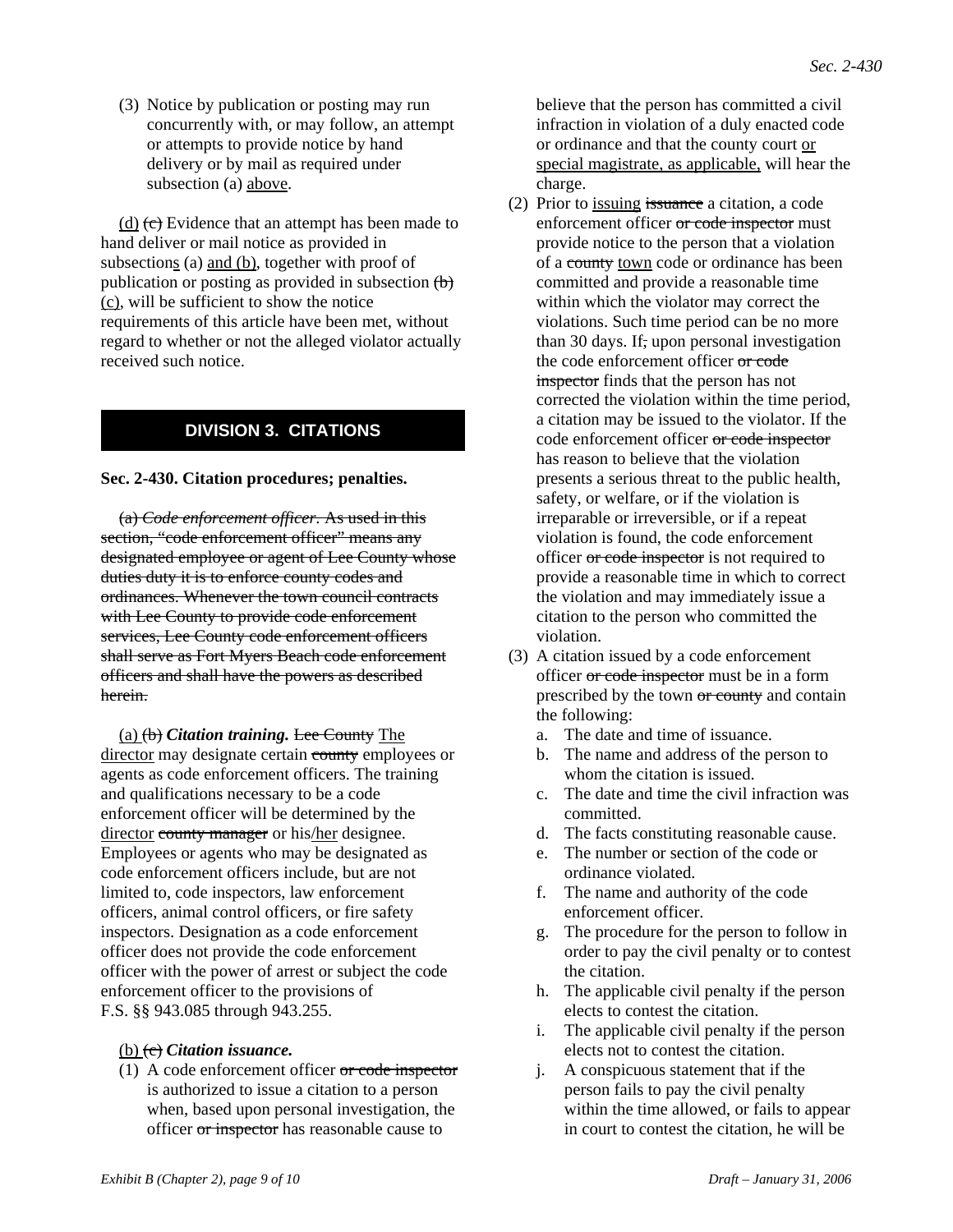(3) Notice by publication or posting may run concurrently with, or may follow, an attempt or attempts to provide notice by hand delivery or by mail as required under subsection (a) <u>above</u>.

<u>(d)</u> ~~(c)~~ Evidence that an attempt has been made to hand deliver or mail notice as provided in subsection<u>s</u> (a) <u>and (b)</u>, together with proof of publication or posting as provided in subsection ~~(b)~~ <u>(c)</u>, will be sufficient to show the notice requirements of this article have been met, without regard to whether or not the alleged violator actually received such notice.

## DIVISION 3. CITATIONS

**Sec. 2-430. Citation procedures; penalties.**

~~(a) *Code enforcement officer*. As used in this section, "code enforcement officer" means any designated employee or agent of Lee County whose duties duty it is to enforce county codes and ordinances. Whenever the town council contracts with Lee County to provide code enforcement services, Lee County code enforcement officers shall serve as Fort Myers Beach code enforcement officers and shall have the powers as described herein.~~

<u>(a)</u> ~~(b)~~ ***Citation training.*** ~~Lee County~~ <u>The director</u> may designate certain ~~county~~ employees or agents as code enforcement officers. The training and qualifications necessary to be a code enforcement officer will be determined by the <u>director</u> ~~county manager~~ or his/<u>her</u> designee. Employees or agents who may be designated as code enforcement officers include, but are not limited to, code inspectors, law enforcement officers, animal control officers, or fire safety inspectors. Designation as a code enforcement officer does not provide the code enforcement officer with the power of arrest or subject the code enforcement officer to the provisions of F.S. §§ 943.085 through 943.255.

<u>(b)</u> ~~(c)~~ ***Citation issuance.***

(1) A code enforcement officer ~~or code inspector~~ is authorized to issue a citation to a person when, based upon personal investigation, the officer ~~or inspector~~ has reasonable cause to believe that the person has committed a civil infraction in violation of a duly enacted code or ordinance and that the county court <u>or special magistrate, as applicable,</u> will hear the charge.

(2) Prior to <u>issuing</u> ~~issuance~~ a citation, a code enforcement officer ~~or code inspector~~ must provide notice to the person that a violation of a ~~county~~ <u>town</u> code or ordinance has been committed and provide a reasonable time within which the violator may correct the violations. Such time period can be no more than 30 days. If~~,~~ upon personal investigation the code enforcement officer ~~or code inspector~~ finds that the person has not corrected the violation within the time period, a citation may be issued to the violator. If the code enforcement officer ~~or code inspector~~ has reason to believe that the violation presents a serious threat to the public health, safety, or welfare, or if the violation is irreparable or irreversible, or if a repeat violation is found, the code enforcement officer ~~or code inspector~~ is not required to provide a reasonable time in which to correct the violation and may immediately issue a citation to the person who committed the violation.

(3) A citation issued by a code enforcement officer ~~or code inspector~~ must be in a form prescribed by the town ~~or county~~ and contain the following:

a. The date and time of issuance.
b. The name and address of the person to whom the citation is issued.
c. The date and time the civil infraction was committed.
d. The facts constituting reasonable cause.
e. The number or section of the code or ordinance violated.
f. The name and authority of the code enforcement officer.
g. The procedure for the person to follow in order to pay the civil penalty or to contest the citation.
h. The applicable civil penalty if the person elects to contest the citation.
i. The applicable civil penalty if the person elects not to contest the citation.
j. A conspicuous statement that if the person fails to pay the civil penalty within the time allowed, or fails to appear in court to contest the citation, he will be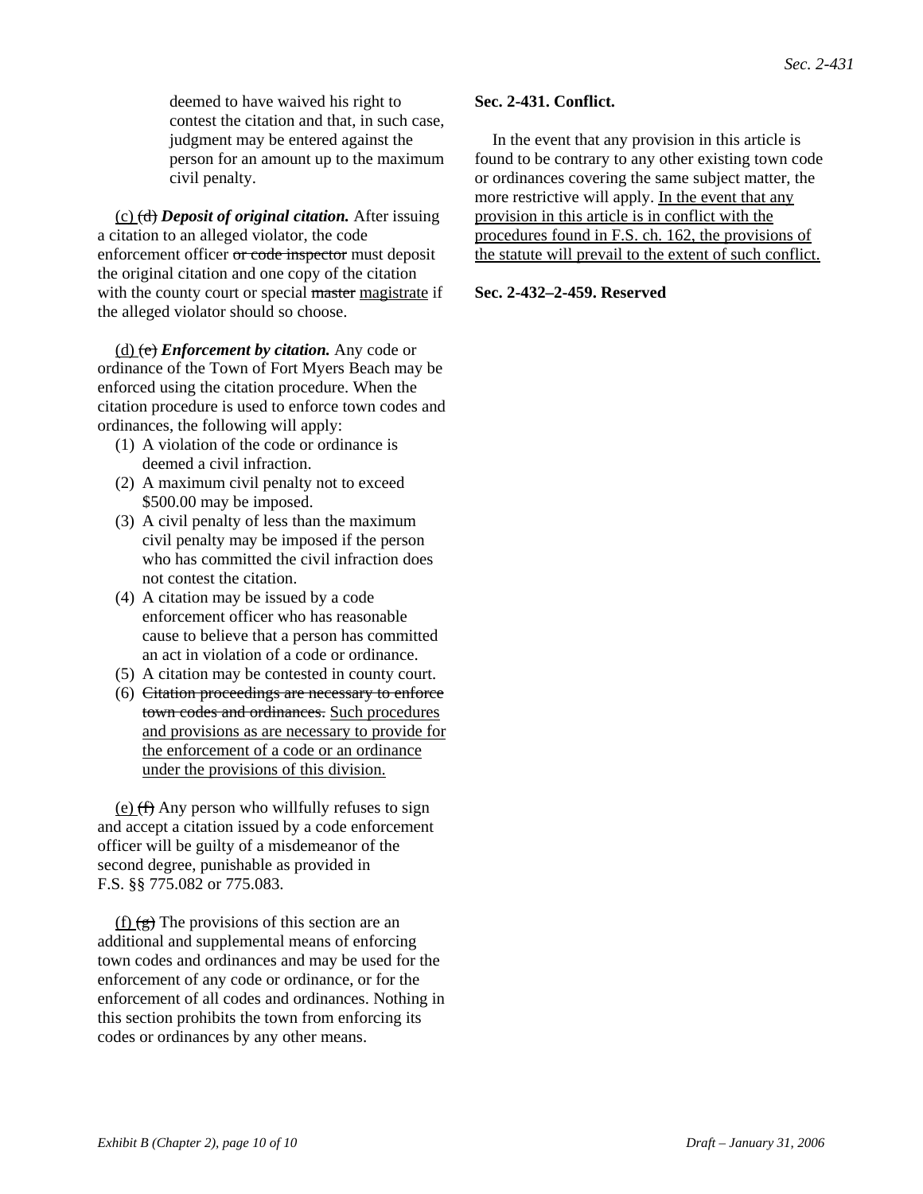deemed to have waived his right to contest the citation and that, in such case, judgment may be entered against the person for an amount up to the maximum civil penalty.

<u>(c)</u> ~~(d)~~ ***Deposit of original citation.*** After issuing a citation to an alleged violator, the code enforcement officer ~~or code inspector~~ must deposit the original citation and one copy of the citation with the county court or special ~~master~~ <u>magistrate</u> if the alleged violator should so choose.

<u>(d)</u> ~~(e)~~ ***Enforcement by citation.*** Any code or ordinance of the Town of Fort Myers Beach may be enforced using the citation procedure. When the citation procedure is used to enforce town codes and ordinances, the following will apply:

(1) A violation of the code or ordinance is deemed a civil infraction.
(2) A maximum civil penalty not to exceed $500.00 may be imposed.
(3) A civil penalty of less than the maximum civil penalty may be imposed if the person who has committed the civil infraction does not contest the citation.
(4) A citation may be issued by a code enforcement officer who has reasonable cause to believe that a person has committed an act in violation of a code or ordinance.
(5) A citation may be contested in county court.
(6) ~~Citation proceedings are necessary to enforce town codes and ordinances.~~ <u>Such procedures and provisions as are necessary to provide for the enforcement of a code or an ordinance under the provisions of this division.</u>

<u>(e)</u> ~~(f)~~ Any person who willfully refuses to sign and accept a citation issued by a code enforcement officer will be guilty of a misdemeanor of the second degree, punishable as provided in F.S. §§ 775.082 or 775.083.

<u>(f)</u> ~~(g)~~ The provisions of this section are an additional and supplemental means of enforcing town codes and ordinances and may be used for the enforcement of any code or ordinance, or for the enforcement of all codes and ordinances. Nothing in this section prohibits the town from enforcing its codes or ordinances by any other means.

**Sec. 2-431. Conflict.**

In the event that any provision in this article is found to be contrary to any other existing town code or ordinances covering the same subject matter, the more restrictive will apply. <u>In the event that any provision in this article is in conflict with the procedures found in F.S. ch. 162, the provisions of the statute will prevail to the extent of such conflict.</u>

**Sec. 2-432–2-459. Reserved**